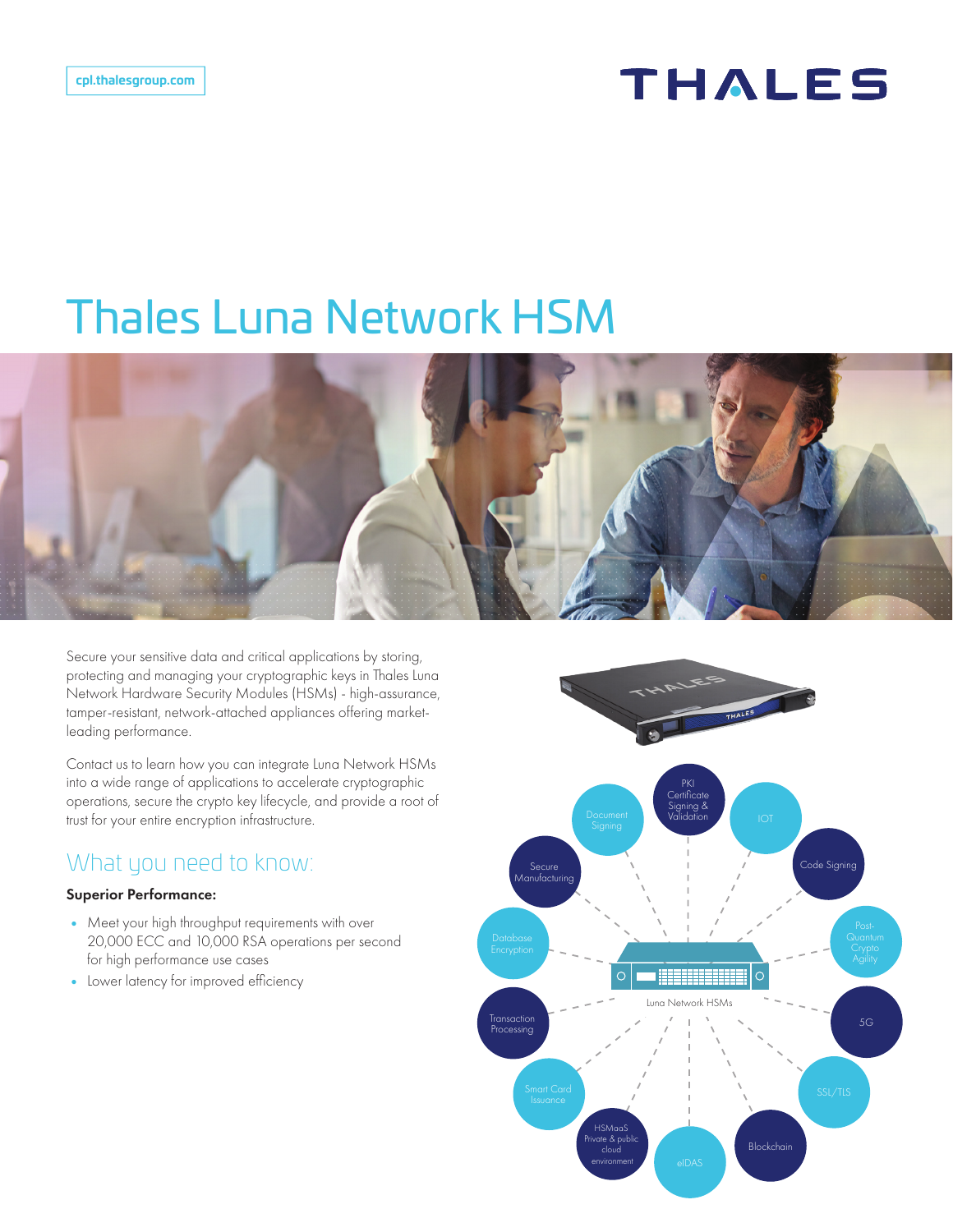# Thales Luna Network HSM

Secure your sensitive data and critical applications by storing, protecting and managing your cryptographic keys in Thales Luna Network Hardware Security Modules (HSMs) - high-assurance, tamper-resistant, network-attached appliances offering market-leading performance.

Contact us to learn how you can integrate Luna Network HSMs into a wide range of applications to accelerate cryptographic operations, secure the crypto key lifecycle, and provide a root of trust for your entire encryption infrastructure.

## What you need to know:

**Superior Performance:**

- Meet your high throughput requirements with over 20,000 ECC and 10,000 RSA operations per second for high performance use cases
- Lower latency for improved efficiency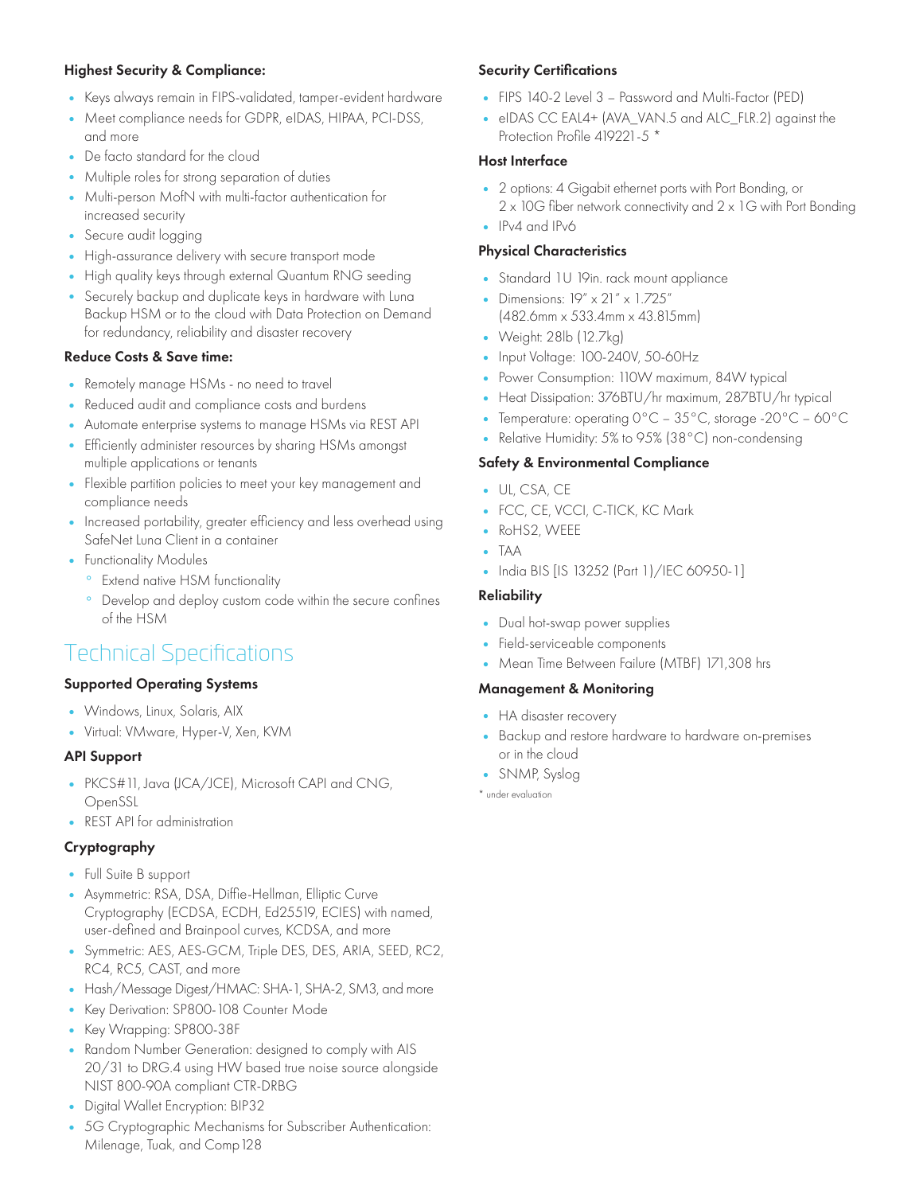### Highest Security & Compliance:

- Keys always remain in FIPS-validated, tamper-evident hardware
- Meet compliance needs for GDPR, eIDAS, HIPAA, PCI-DSS, and more
- De facto standard for the cloud
- Multiple roles for strong separation of duties
- Multi-person MofN with multi-factor authentication for increased security
- Secure audit logging
- High-assurance delivery with secure transport mode
- High quality keys through external Quantum RNG seeding
- Securely backup and duplicate keys in hardware with Luna Backup HSM or to the cloud with Data Protection on Demand for redundancy, reliability and disaster recovery

### Reduce Costs & Save time:

- Remotely manage HSMs - no need to travel
- Reduced audit and compliance costs and burdens
- Automate enterprise systems to manage HSMs via REST API
- Efficiently administer resources by sharing HSMs amongst multiple applications or tenants
- Flexible partition policies to meet your key management and compliance needs
- Increased portability, greater efficiency and less overhead using SafeNet Luna Client in a container
- Functionality Modules
  - Extend native HSM functionality
  - Develop and deploy custom code within the secure confines of the HSM

## Technical Specifications

### Supported Operating Systems

- Windows, Linux, Solaris, AIX
- Virtual: VMware, Hyper-V, Xen, KVM

### API Support

- PKCS#11, Java (JCA/JCE), Microsoft CAPI and CNG, OpenSSL
- REST API for administration

### Cryptography

- Full Suite B support
- Asymmetric: RSA, DSA, Diffie-Hellman, Elliptic Curve Cryptography (ECDSA, ECDH, Ed25519, ECIES) with named, user-defined and Brainpool curves, KCDSA, and more
- Symmetric: AES, AES-GCM, Triple DES, DES, ARIA, SEED, RC2, RC4, RC5, CAST, and more
- Hash/Message Digest/HMAC: SHA-1, SHA-2, SM3, and more
- Key Derivation: SP800-108 Counter Mode
- Key Wrapping: SP800-38F
- Random Number Generation: designed to comply with AIS 20/31 to DRG.4 using HW based true noise source alongside NIST 800-90A compliant CTR-DRBG
- Digital Wallet Encryption: BIP32
- 5G Cryptographic Mechanisms for Subscriber Authentication: Milenage, Tuak, and Comp128

### Security Certifications

- FIPS 140-2 Level 3 – Password and Multi-Factor (PED)
- eIDAS CC EAL4+ (AVA_VAN.5 and ALC_FLR.2) against the Protection Profile 419221-5 *

### Host Interface

- 2 options: 4 Gigabit ethernet ports with Port Bonding, or 2 x 10G fiber network connectivity and 2 x 1G with Port Bonding
- IPv4 and IPv6

### Physical Characteristics

- Standard 1U 19in. rack mount appliance
- Dimensions: 19" x 21" x 1.725" (482.6mm x 533.4mm x 43.815mm)
- Weight: 28lb (12.7kg)
- Input Voltage: 100-240V, 50-60Hz
- Power Consumption: 110W maximum, 84W typical
- Heat Dissipation: 376BTU/hr maximum, 287BTU/hr typical
- Temperature: operating 0°C – 35°C, storage -20°C – 60°C
- Relative Humidity: 5% to 95% (38°C) non-condensing

### Safety & Environmental Compliance

- UL, CSA, CE
- FCC, CE, VCCI, C-TICK, KC Mark
- RoHS2, WEEE
- TAA
- India BIS [IS 13252 (Part 1)/IEC 60950-1]

### Reliability

- Dual hot-swap power supplies
- Field-serviceable components
- Mean Time Between Failure (MTBF) 171,308 hrs

### Management & Monitoring

- HA disaster recovery
- Backup and restore hardware to hardware on-premises or in the cloud
- SNMP, Syslog

* under evaluation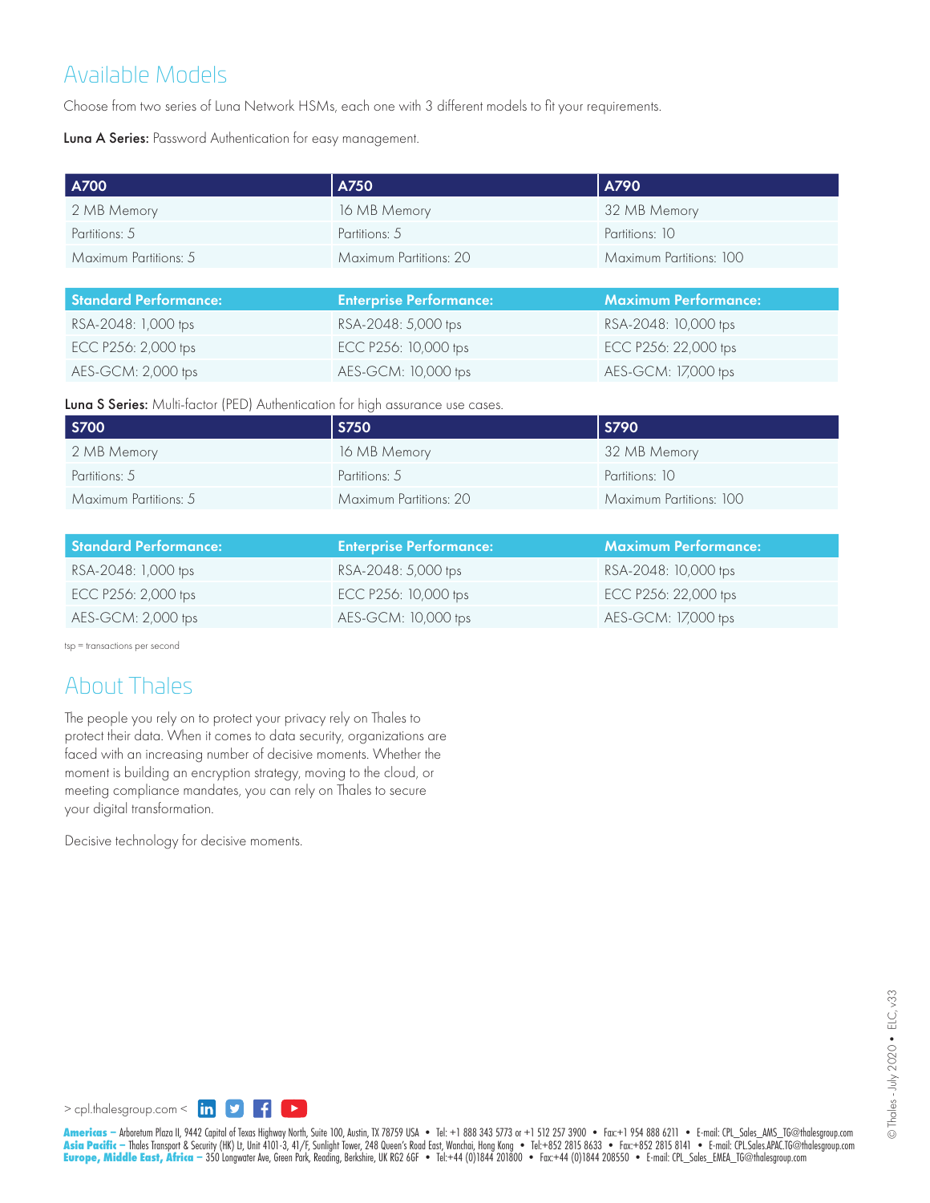## Available Models

Choose from two series of Luna Network HSMs, each one with 3 different models to fit your requirements.

**Luna A Series:** Password Authentication for easy management.

| A700 | A750 | A790 |
| --- | --- | --- |
| 2 MB Memory | 16 MB Memory | 32 MB Memory |
| Partitions: 5 | Partitions: 5 | Partitions: 10 |
| Maximum Partitions: 5 | Maximum Partitions: 20 | Maximum Partitions: 100 |

| Standard Performance: | Enterprise Performance: | Maximum Performance: |
| --- | --- | --- |
| RSA-2048: 1,000 tps | RSA-2048: 5,000 tps | RSA-2048: 10,000 tps |
| ECC P256: 2,000 tps | ECC P256: 10,000 tps | ECC P256: 22,000 tps |
| AES-GCM: 2,000 tps | AES-GCM: 10,000 tps | AES-GCM: 17,000 tps |

**Luna S Series:** Multi-factor (PED) Authentication for high assurance use cases.

| S700 | S750 | S790 |
| --- | --- | --- |
| 2 MB Memory | 16 MB Memory | 32 MB Memory |
| Partitions: 5 | Partitions: 5 | Partitions: 10 |
| Maximum Partitions: 5 | Maximum Partitions: 20 | Maximum Partitions: 100 |

| Standard Performance: | Enterprise Performance: | Maximum Performance: |
| --- | --- | --- |
| RSA-2048: 1,000 tps | RSA-2048: 5,000 tps | RSA-2048: 10,000 tps |
| ECC P256: 2,000 tps | ECC P256: 10,000 tps | ECC P256: 22,000 tps |
| AES-GCM: 2,000 tps | AES-GCM: 10,000 tps | AES-GCM: 17,000 tps |

tsp = transactions per second

## About Thales

The people you rely on to protect your privacy rely on Thales to protect their data. When it comes to data security, organizations are faced with an increasing number of decisive moments. Whether the moment is building an encryption strategy, moving to the cloud, or meeting compliance mandates, you can rely on Thales to secure your digital transformation.

Decisive technology for decisive moments.

> cpl.thalesgroup.com <

**Americas –** Arboretum Plaza II, 9442 Capital of Texas Highway North, Suite 100, Austin, TX 78759 USA • Tel: +1 888 343 5773 or +1 512 257 3900 • Fax:+1 954 888 6211 • E-mail: CPL_Sales_AMS_TG@thalesgroup.com
**Asia Pacific –** Thales Transport & Security (HK) Lt, Unit 4101-3, 41/F, Sunlight Tower, 248 Queen's Road East, Wanchai, Hong Kong • Tel:+852 2815 8633 • Fax:+852 2815 8141 • E-mail: CPL.Sales.APAC.TG@thalesgroup.com
**Europe, Middle East, Africa –** 350 Longwater Ave, Green Park, Reading, Berkshire, UK RG2 6GF • Tel:+44 (0)1844 201800 • Fax:+44 (0)1844 208550 • E-mail: CPL_Sales_EMEA_TG@thalesgroup.com

© Thales - July 2020 • ELC, v33